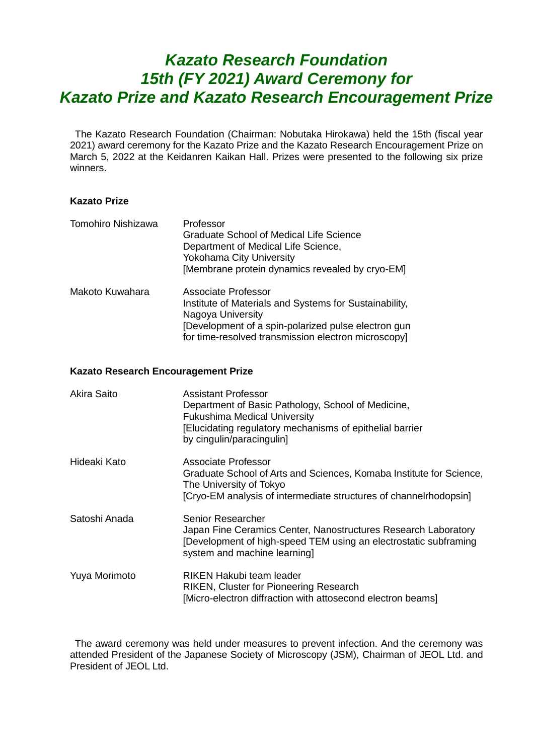# *Kazato Research Foundation*
# *15th (FY 2021) Award Ceremony for*
# *Kazato Prize and Kazato Research Encouragement Prize*

The Kazato Research Foundation (Chairman: Nobutaka Hirokawa) held the 15th (fiscal year 2021) award ceremony for the Kazato Prize and the Kazato Research Encouragement Prize on March 5, 2022 at the Keidanren Kaikan Hall. Prizes were presented to the following six prize winners.

**Kazato Prize**

| | |
|---|---|
| Tomohiro Nishizawa | Professor<br>Graduate School of Medical Life Science<br>Department of Medical Life Science,<br>Yokohama City University<br>[Membrane protein dynamics revealed by cryo-EM] |
| Makoto Kuwahara | Associate Professor<br>Institute of Materials and Systems for Sustainability,<br>Nagoya University<br>[Development of a spin-polarized pulse electron gun for time-resolved transmission electron microscopy] |

**Kazato Research Encouragement Prize**

| | |
|---|---|
| Akira Saito | Assistant Professor<br>Department of Basic Pathology, School of Medicine,<br>Fukushima Medical University<br>[Elucidating regulatory mechanisms of epithelial barrier by cingulin/paracingulin] |
| Hideaki Kato | Associate Professor<br>Graduate School of Arts and Sciences, Komaba Institute for Science,<br>The University of Tokyo<br>[Cryo-EM analysis of intermediate structures of channelrhodopsin] |
| Satoshi Anada | Senior Researcher<br>Japan Fine Ceramics Center, Nanostructures Research Laboratory<br>[Development of high-speed TEM using an electrostatic subframing system and machine learning] |
| Yuya Morimoto | RIKEN Hakubi team leader<br>RIKEN, Cluster for Pioneering Research<br>[Micro-electron diffraction with attosecond electron beams] |

The award ceremony was held under measures to prevent infection. And the ceremony was attended President of the Japanese Society of Microscopy (JSM), Chairman of JEOL Ltd. and President of JEOL Ltd.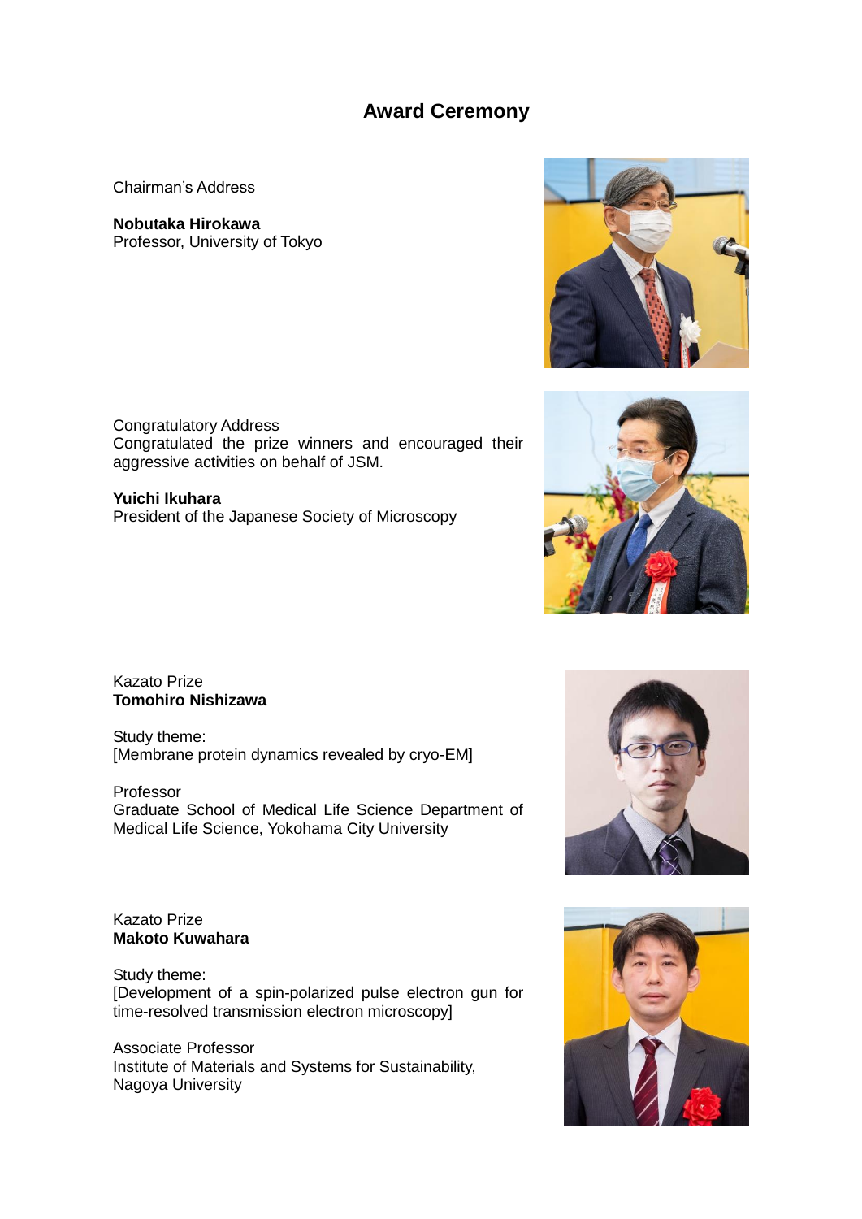# Award Ceremony

Chairman's Address

**Nobutaka Hirokawa**
Professor, University of Tokyo

Congratulatory Address
Congratulated the prize winners and encouraged their aggressive activities on behalf of JSM.

**Yuichi Ikuhara**
President of the Japanese Society of Microscopy

Kazato Prize
**Tomohiro Nishizawa**

Study theme:
[Membrane protein dynamics revealed by cryo-EM]

Professor
Graduate School of Medical Life Science Department of Medical Life Science, Yokohama City University

Kazato Prize
**Makoto Kuwahara**

Study theme:
[Development of a spin-polarized pulse electron gun for time-resolved transmission electron microscopy]

Associate Professor
Institute of Materials and Systems for Sustainability, Nagoya University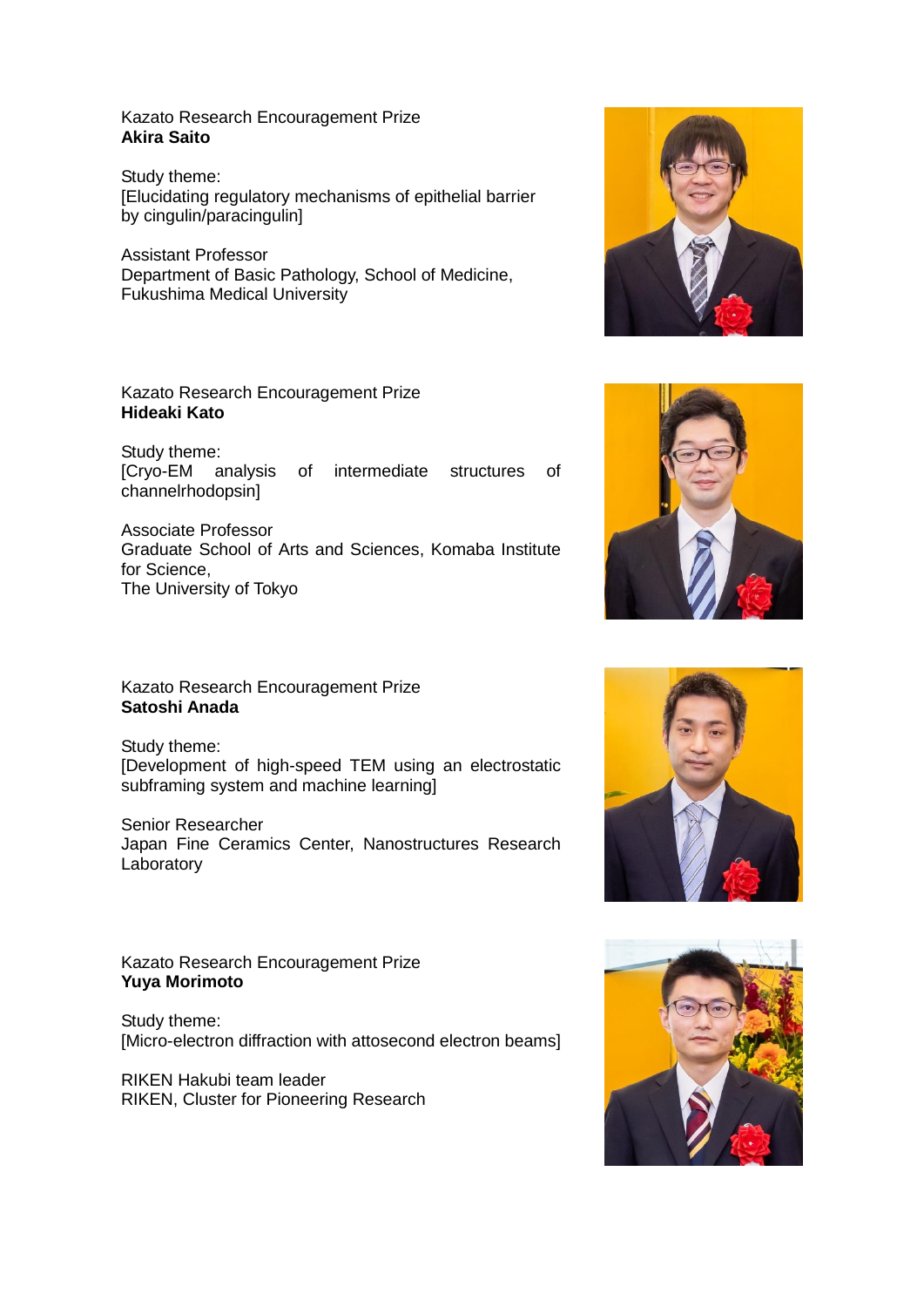Kazato Research Encouragement Prize
**Akira Saito**

Study theme:
[Elucidating regulatory mechanisms of epithelial barrier by cingulin/paracingulin]

Assistant Professor
Department of Basic Pathology, School of Medicine,
Fukushima Medical University

Kazato Research Encouragement Prize
**Hideaki Kato**

Study theme:
[Cryo-EM analysis of intermediate structures of channelrhodopsin]

Associate Professor
Graduate School of Arts and Sciences, Komaba Institute for Science,
The University of Tokyo

Kazato Research Encouragement Prize
**Satoshi Anada**

Study theme:
[Development of high-speed TEM using an electrostatic subframing system and machine learning]

Senior Researcher
Japan Fine Ceramics Center, Nanostructures Research Laboratory

Kazato Research Encouragement Prize
**Yuya Morimoto**

Study theme:
[Micro-electron diffraction with attosecond electron beams]

RIKEN Hakubi team leader
RIKEN, Cluster for Pioneering Research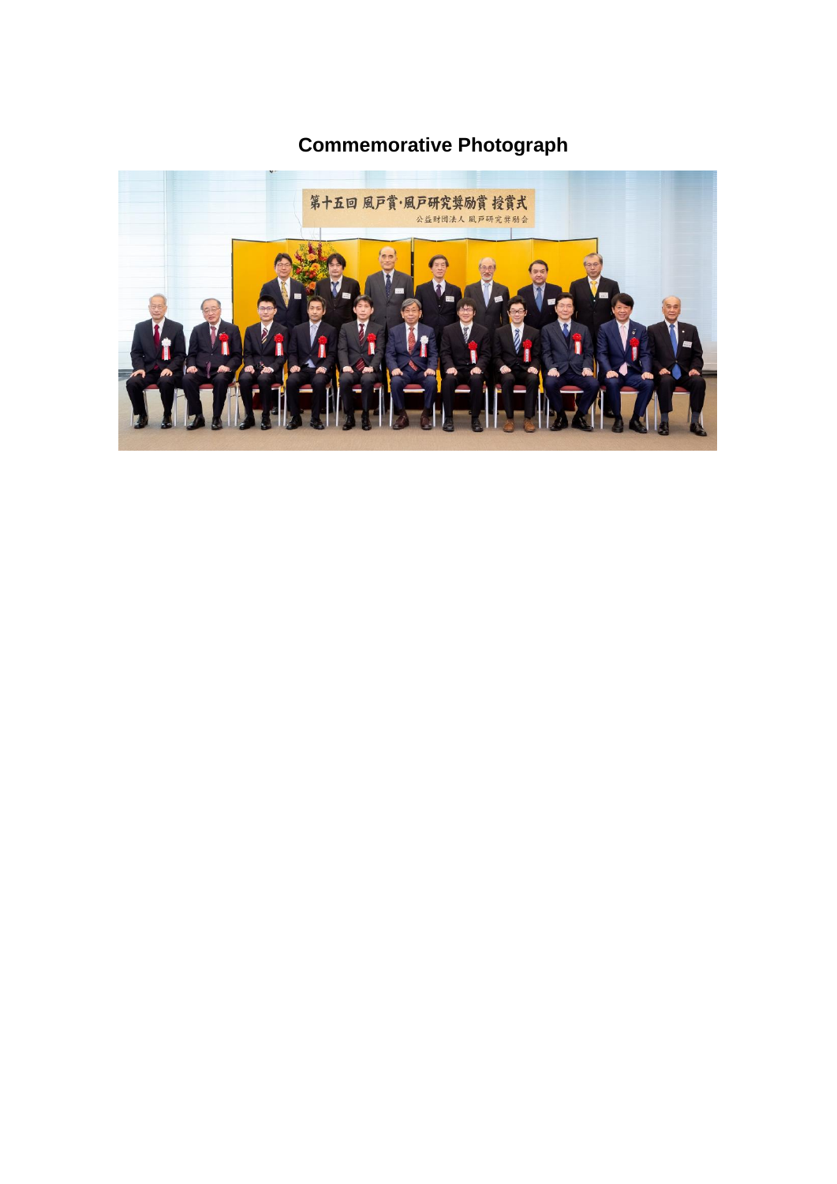# Commemorative Photograph